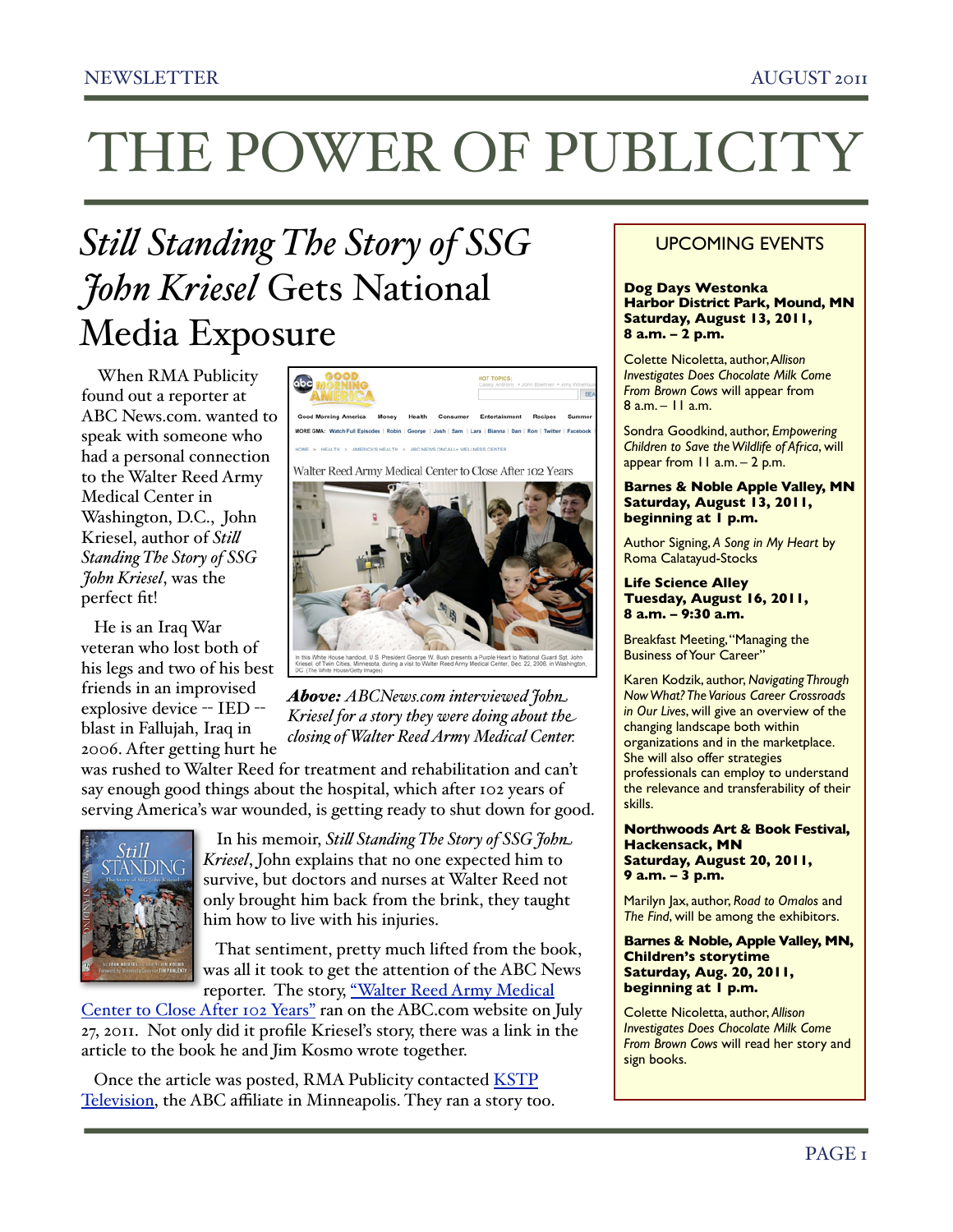# THE POWER OF PUBLICITY

## *Still Standing The Story of SSG John Kriesel* Gets National Media Exposure

When RMA Publicity found out a reporter at ABC News.com wanted to speak with someone who had a personal connection to the Walter Reed Army Medical Center in Washington, D.C., John Kriesel, author of *Still Standing The Story of SSG John Kriesel*, was the perfect fit!

He is an Iraq War veteran who lost both of his legs and two of his best friends in an improvised explosive device -- IED -- blast in Fallujah, Iraq in 2006. After getting hurt he was rushed to Walter Reed for treatment and rehabilitation and can't say enough good things about the hospital, which after 102 years of serving America's war wounded, is getting ready to shut down for good.

***Above:*** *ABCNews.com interviewed John Kriesel for a story they were doing about the closing of Walter Reed Army Medical Center.*

In his memoir, *Still Standing The Story of SSG John Kriesel*, John explains that no one expected him to survive, but doctors and nurses at Walter Reed not only brought him back from the brink, they taught him how to live with his injuries.

That sentiment, pretty much lifted from the book, was all it took to get the attention of the ABC News reporter. The story, "Walter Reed Army Medical Center to Close After 102 Years" ran on the ABC.com website on July 27, 2011. Not only did it profile Kriesel's story, there was a link in the article to the book he and Jim Kosmo wrote together.

Once the article was posted, RMA Publicity contacted KSTP Television, the ABC affiliate in Minneapolis. They ran a story too.

### UPCOMING EVENTS

**Dog Days Westonka**
**Harbor District Park, Mound, MN**
**Saturday, August 13, 2011, 8 a.m. – 2 p.m.**

Colette Nicoletta, author, *Allison Investigates Does Chocolate Milk Come From Brown Cows* will appear from 8 a.m. – 11 a.m.

Sondra Goodkind, author, *Empowering Children to Save the Wildlife of Africa*, will appear from 11 a.m. – 2 p.m.

**Barnes & Noble Apple Valley, MN**
**Saturday, August 13, 2011, beginning at 1 p.m.**

Author Signing, *A Song in My Heart* by Roma Calatayud-Stocks

**Life Science Alley**
**Tuesday, August 16, 2011, 8 a.m. – 9:30 a.m.**

Breakfast Meeting, "Managing the Business of Your Career"

Karen Kodzik, author, *Navigating Through Now What? The Various Career Crossroads in Our Lives*, will give an overview of the changing landscape both within organizations and in the marketplace. She will also offer strategies professionals can employ to understand the relevance and transferability of their skills.

**Northwoods Art & Book Festival, Hackensack, MN**
**Saturday, August 20, 2011, 9 a.m. – 3 p.m.**

Marilyn Jax, author, *Road to Omalos* and *The Find*, will be among the exhibitors.

**Barnes & Noble, Apple Valley, MN, Children's storytime**
**Saturday, Aug. 20, 2011, beginning at 1 p.m.**

Colette Nicoletta, author, *Allison Investigates Does Chocolate Milk Come From Brown Cows* will read her story and sign books.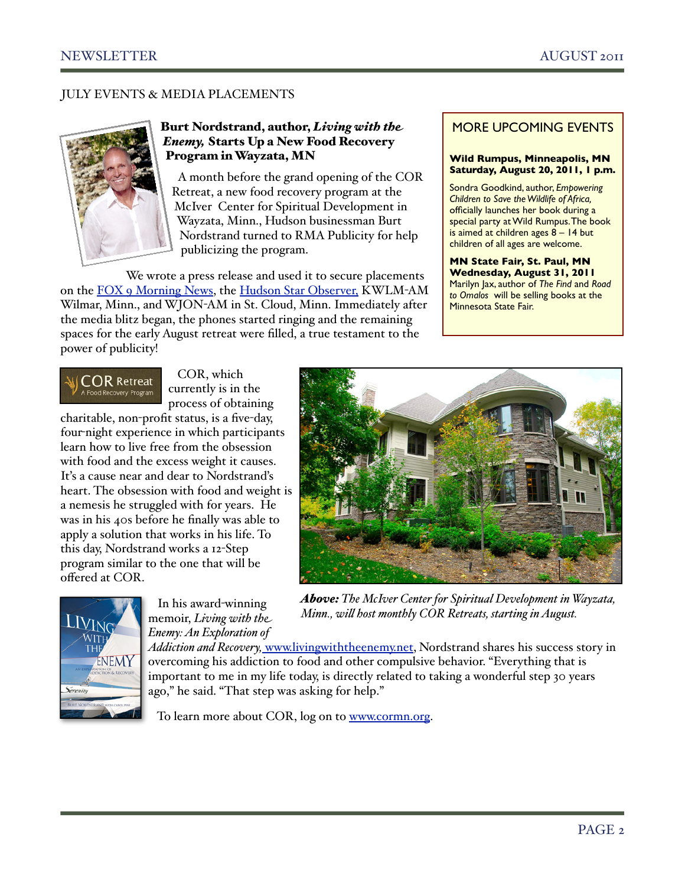## JULY EVENTS & MEDIA PLACEMENTS

### Burt Nordstrand, author, *Living with the Enemy,* Starts Up a New Food Recovery Program in Wayzata, MN

A month before the grand opening of the COR Retreat, a new food recovery program at the McIver Center for Spiritual Development in Wayzata, Minn., Hudson businessman Burt Nordstrand turned to RMA Publicity for help publicizing the program.

We wrote a press release and used it to secure placements on the FOX 9 Morning News, the Hudson Star Observer, KWLM-AM Wilmar, Minn., and WJON-AM in St. Cloud, Minn. Immediately after the media blitz began, the phones started ringing and the remaining spaces for the early August retreat were filled, a true testament to the power of publicity!

COR, which currently is in the process of obtaining charitable, non-profit status, is a five-day, four-night experience in which participants learn how to live free from the obsession with food and the excess weight it causes. It's a cause near and dear to Nordstrand's heart. The obsession with food and weight is a nemesis he struggled with for years. He was in his 40s before he finally was able to apply a solution that works in his life. To this day, Nordstrand works a 12-Step program similar to the one that will be offered at COR.

***Above:*** *The McIver Center for Spiritual Development in Wayzata, Minn., will host monthly COR Retreats, starting in August.*

In his award-winning memoir, *Living with the Enemy: An Exploration of Addiction and Recovery,* www.livingwiththeenemy.net, Nordstrand shares his success story in overcoming his addiction to food and other compulsive behavior. "Everything that is important to me in my life today, is directly related to taking a wonderful step 30 years ago," he said. "That step was asking for help."

To learn more about COR, log on to www.cormn.org.

## MORE UPCOMING EVENTS

**Wild Rumpus, Minneapolis, MN**
**Saturday, August 20, 2011, 1 p.m.**

Sondra Goodkind, author, *Empowering Children to Save the Wildlife of Africa,* officially launches her book during a special party at Wild Rumpus. The book is aimed at children ages 8 – 14 but children of all ages are welcome.

**MN State Fair, St. Paul, MN**
**Wednesday, August 31, 2011**

Marilyn Jax, author of *The Find* and *Road to Omalos* will be selling books at the Minnesota State Fair.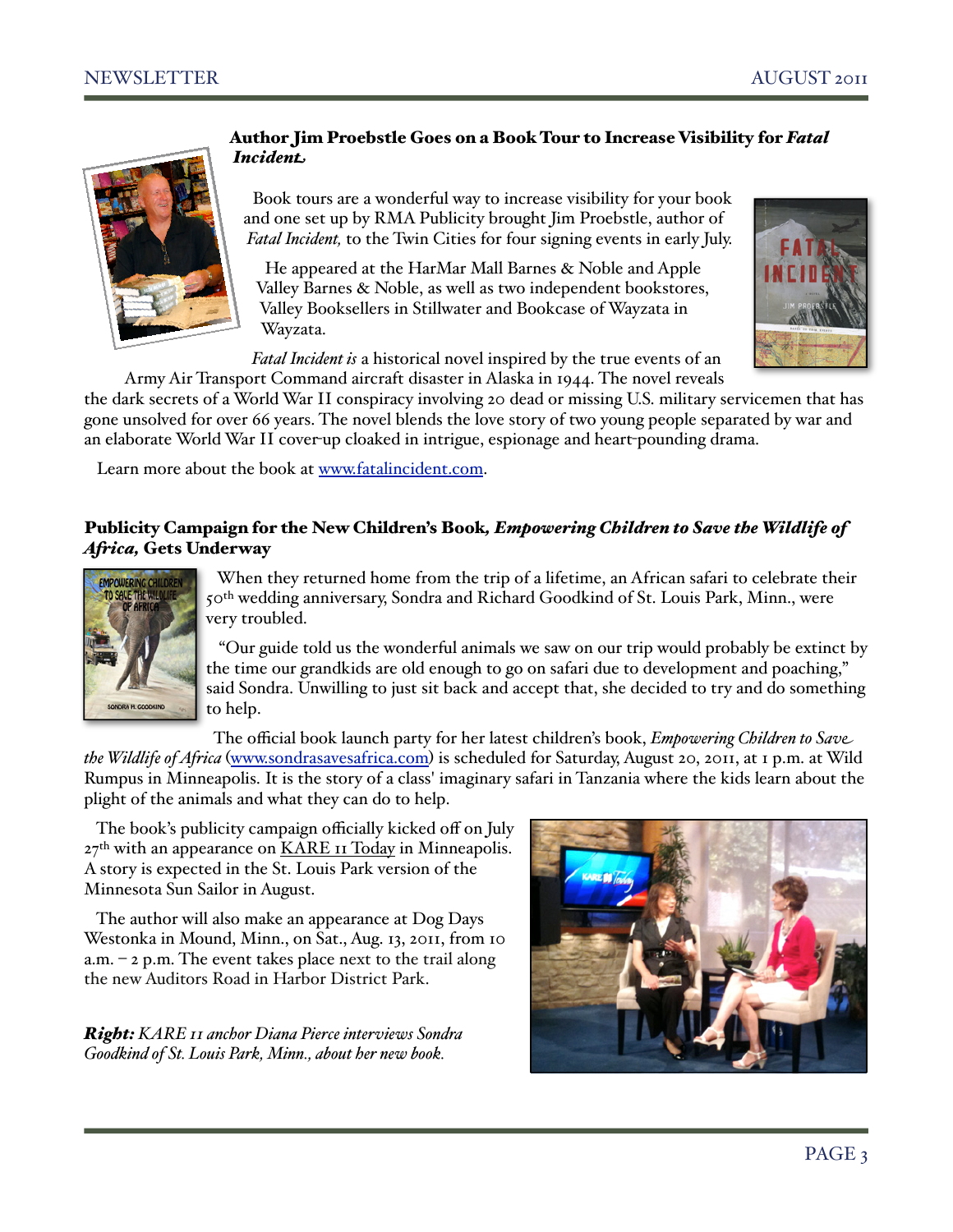## Author Jim Proebstle Goes on a Book Tour to Increase Visibility for *Fatal Incident*

Book tours are a wonderful way to increase visibility for your book and one set up by RMA Publicity brought Jim Proebstle, author of *Fatal Incident,* to the Twin Cities for four signing events in early July.

He appeared at the HarMar Mall Barnes & Noble and Apple Valley Barnes & Noble, as well as two independent bookstores, Valley Booksellers in Stillwater and Bookcase of Wayzata in Wayzata.

*Fatal Incident is* a historical novel inspired by the true events of an Army Air Transport Command aircraft disaster in Alaska in 1944. The novel reveals the dark secrets of a World War II conspiracy involving 20 dead or missing U.S. military servicemen that has gone unsolved for over 66 years. The novel blends the love story of two young people separated by war and an elaborate World War II cover-up cloaked in intrigue, espionage and heart-pounding drama.

Learn more about the book at www.fatalincident.com.

## Publicity Campaign for the New Children's Book*, Empowering Children to Save the Wildlife of Africa,* Gets Underway

When they returned home from the trip of a lifetime, an African safari to celebrate their 50th wedding anniversary, Sondra and Richard Goodkind of St. Louis Park, Minn., were very troubled.

"Our guide told us the wonderful animals we saw on our trip would probably be extinct by the time our grandkids are old enough to go on safari due to development and poaching," said Sondra. Unwilling to just sit back and accept that, she decided to try and do something to help.

The official book launch party for her latest children's book, *Empowering Children to Save the Wildlife of Africa* (www.sondrasavesafrica.com) is scheduled for Saturday, August 20, 2011, at 1 p.m. at Wild Rumpus in Minneapolis. It is the story of a class' imaginary safari in Tanzania where the kids learn about the plight of the animals and what they can do to help.

The book's publicity campaign officially kicked off on July 27th with an appearance on KARE 11 Today in Minneapolis. A story is expected in the St. Louis Park version of the Minnesota Sun Sailor in August.

The author will also make an appearance at Dog Days Westonka in Mound, Minn., on Sat., Aug. 13, 2011, from 10 a.m. – 2 p.m. The event takes place next to the trail along the new Auditors Road in Harbor District Park.

***Right:*** *KARE 11 anchor Diana Pierce interviews Sondra Goodkind of St. Louis Park, Minn., about her new book.*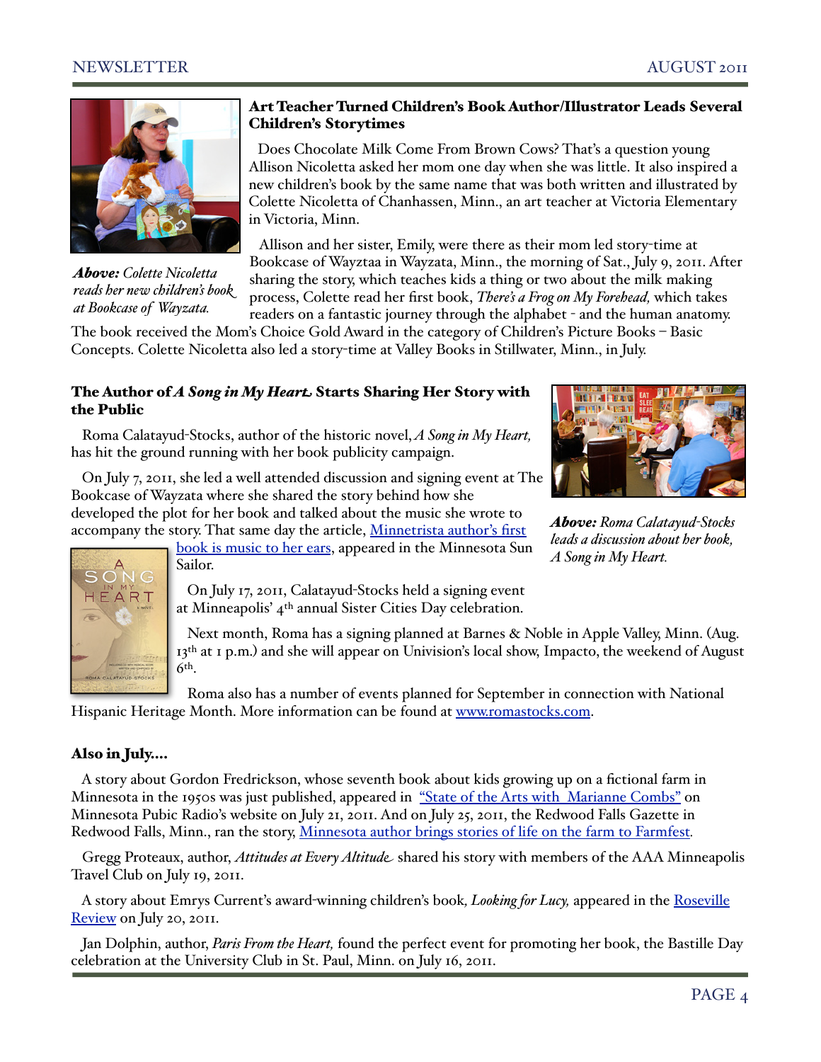## Art Teacher Turned Children's Book Author/Illustrator Leads Several Children's Storytimes

***Above:*** *Colette Nicoletta reads her new children's book at Bookcase of Wayzata.*

Does Chocolate Milk Come From Brown Cows? That's a question young Allison Nicoletta asked her mom one day when she was little. It also inspired a new children's book by the same name that was both written and illustrated by Colette Nicoletta of Chanhassen, Minn., an art teacher at Victoria Elementary in Victoria, Minn.

Allison and her sister, Emily, were there as their mom led story-time at Bookcase of Wayztaa in Wayzata, Minn., the morning of Sat., July 9, 2011. After sharing the story, which teaches kids a thing or two about the milk making process, Colette read her first book, *There's a Frog on My Forehead,* which takes readers on a fantastic journey through the alphabet - and the human anatomy. The book received the Mom's Choice Gold Award in the category of Children's Picture Books – Basic Concepts. Colette Nicoletta also led a story-time at Valley Books in Stillwater, Minn., in July.

## The Author of *A Song in My Heart* Starts Sharing Her Story with the Public

***Above:*** *Roma Calatayud-Stocks leads a discussion about her book, A Song in My Heart.*

Roma Calatayud-Stocks, author of the historic novel, *A Song in My Heart,* has hit the ground running with her book publicity campaign.

On July 7, 2011, she led a well attended discussion and signing event at The Bookcase of Wayzata where she shared the story behind how she developed the plot for her book and talked about the music she wrote to accompany the story. That same day the article, Minnetrista author's first book is music to her ears, appeared in the Minnesota Sun Sailor.

On July 17, 2011, Calatayud-Stocks held a signing event at Minneapolis' 4th annual Sister Cities Day celebration.

Next month, Roma has a signing planned at Barnes & Noble in Apple Valley, Minn. (Aug. 13th at 1 p.m.) and she will appear on Univision's local show, Impacto, the weekend of August 6th.

Roma also has a number of events planned for September in connection with National Hispanic Heritage Month. More information can be found at www.romastocks.com.

## Also in July....

A story about Gordon Fredrickson, whose seventh book about kids growing up on a fictional farm in Minnesota in the 1950s was just published, appeared in "State of the Arts with Marianne Combs" on Minnesota Pubic Radio's website on July 21, 2011. And on July 25, 2011, the Redwood Falls Gazette in Redwood Falls, Minn., ran the story, Minnesota author brings stories of life on the farm to Farmfest.

Gregg Proteaux, author, *Attitudes at Every Altitude* shared his story with members of the AAA Minneapolis Travel Club on July 19, 2011.

A story about Emrys Current's award-winning children's book, *Looking for Lucy,* appeared in the Roseville Review on July 20, 2011.

Jan Dolphin, author, *Paris From the Heart,* found the perfect event for promoting her book, the Bastille Day celebration at the University Club in St. Paul, Minn. on July 16, 2011.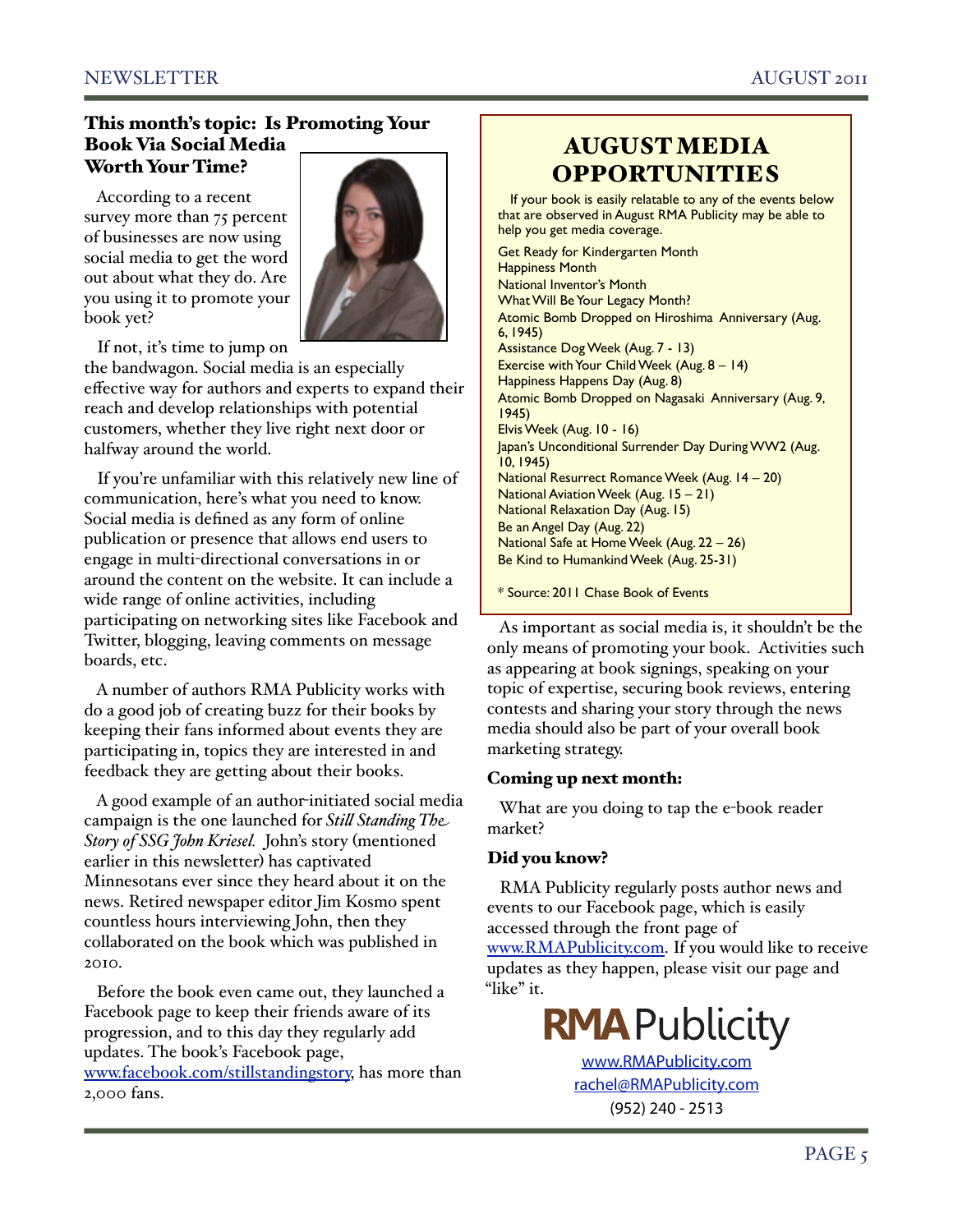## This month's topic: Is Promoting Your Book Via Social Media Worth Your Time?

According to a recent survey more than 75 percent of businesses are now using social media to get the word out about what they do. Are you using it to promote your book yet?

If not, it's time to jump on the bandwagon. Social media is an especially effective way for authors and experts to expand their reach and develop relationships with potential customers, whether they live right next door or halfway around the world.

If you're unfamiliar with this relatively new line of communication, here's what you need to know. Social media is defined as any form of online publication or presence that allows end users to engage in multi-directional conversations in or around the content on the website. It can include a wide range of online activities, including participating on networking sites like Facebook and Twitter, blogging, leaving comments on message boards, etc.

A number of authors RMA Publicity works with do a good job of creating buzz for their books by keeping their fans informed about events they are participating in, topics they are interested in and feedback they are getting about their books.

A good example of an author-initiated social media campaign is the one launched for *Still Standing The Story of SSG John Kriesel.* John's story (mentioned earlier in this newsletter) has captivated Minnesotans ever since they heard about it on the news. Retired newspaper editor Jim Kosmo spent countless hours interviewing John, then they collaborated on the book which was published in 2010.

Before the book even came out, they launched a Facebook page to keep their friends aware of its progression, and to this day they regularly add updates. The book's Facebook page, www.facebook.com/stillstandingstory, has more than 2,000 fans.

## AUGUST MEDIA OPPORTUNITIES

If your book is easily relatable to any of the events below that are observed in August RMA Publicity may be able to help you get media coverage.

Get Ready for Kindergarten Month
Happiness Month
National Inventor's Month
What Will Be Your Legacy Month?
Atomic Bomb Dropped on Hiroshima Anniversary (Aug. 6, 1945)
Assistance Dog Week (Aug. 7 - 13)
Exercise with Your Child Week (Aug. 8 – 14)
Happiness Happens Day (Aug. 8)
Atomic Bomb Dropped on Nagasaki Anniversary (Aug. 9, 1945)
Elvis Week (Aug. 10 - 16)
Japan's Unconditional Surrender Day During WW2 (Aug. 10, 1945)
National Resurrect Romance Week (Aug. 14 – 20)
National Aviation Week (Aug. 15 – 21)
National Relaxation Day (Aug. 15)
Be an Angel Day (Aug. 22)
National Safe at Home Week (Aug. 22 – 26)
Be Kind to Humankind Week (Aug. 25-31)

* Source: 2011 Chase Book of Events

As important as social media is, it shouldn't be the only means of promoting your book. Activities such as appearing at book signings, speaking on your topic of expertise, securing book reviews, entering contests and sharing your story through the news media should also be part of your overall book marketing strategy.

### Coming up next month:

What are you doing to tap the e-book reader market?

### Did you know?

RMA Publicity regularly posts author news and events to our Facebook page, which is easily accessed through the front page of www.RMAPublicity.com. If you would like to receive updates as they happen, please visit our page and "like" it.

**RMA** Publicity

www.RMAPublicity.com
rachel@RMAPublicity.com
(952) 240 - 2513